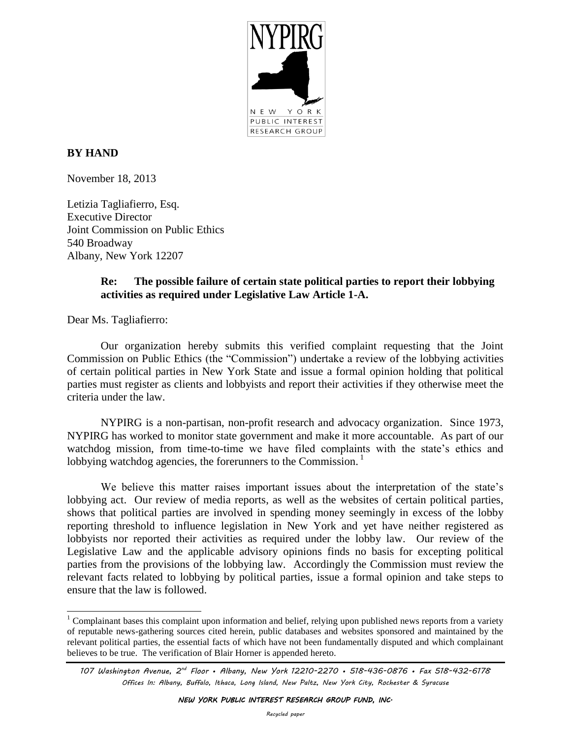**BY HAND**

November 18, 2013

Letizia Tagliafierro, Esq.
Executive Director
Joint Commission on Public Ethics
540 Broadway
Albany, New York 12207

**Re: The possible failure of certain state political parties to report their lobbying activities as required under Legislative Law Article 1-A.**

Dear Ms. Tagliafierro:

Our organization hereby submits this verified complaint requesting that the Joint Commission on Public Ethics (the "Commission") undertake a review of the lobbying activities of certain political parties in New York State and issue a formal opinion holding that political parties must register as clients and lobbyists and report their activities if they otherwise meet the criteria under the law.

NYPIRG is a non-partisan, non-profit research and advocacy organization. Since 1973, NYPIRG has worked to monitor state government and make it more accountable. As part of our watchdog mission, from time-to-time we have filed complaints with the state's ethics and lobbying watchdog agencies, the forerunners to the Commission. [1]

We believe this matter raises important issues about the interpretation of the state's lobbying act. Our review of media reports, as well as the websites of certain political parties, shows that political parties are involved in spending money seemingly in excess of the lobby reporting threshold to influence legislation in New York and yet have neither registered as lobbyists nor reported their activities as required under the lobby law. Our review of the Legislative Law and the applicable advisory opinions finds no basis for excepting political parties from the provisions of the lobbying law. Accordingly the Commission must review the relevant facts related to lobbying by political parties, issue a formal opinion and take steps to ensure that the law is followed.

[1] Complainant bases this complaint upon information and belief, relying upon published news reports from a variety of reputable news-gathering sources cited herein, public databases and websites sponsored and maintained by the relevant political parties, the essential facts of which have not been fundamentally disputed and which complainant believes to be true. The verification of Blair Horner is appended hereto.

107 Washington Avenue, 2nd Floor • Albany, New York 12210-2270 • 518-436-0876 • Fax 518-432-6178
Offices In: Albany, Buffalo, Ithaca, Long Island, New Paltz, New York City, Rochester & Syracuse

NEW YORK PUBLIC INTEREST RESEARCH GROUP FUND, INC.

Recycled paper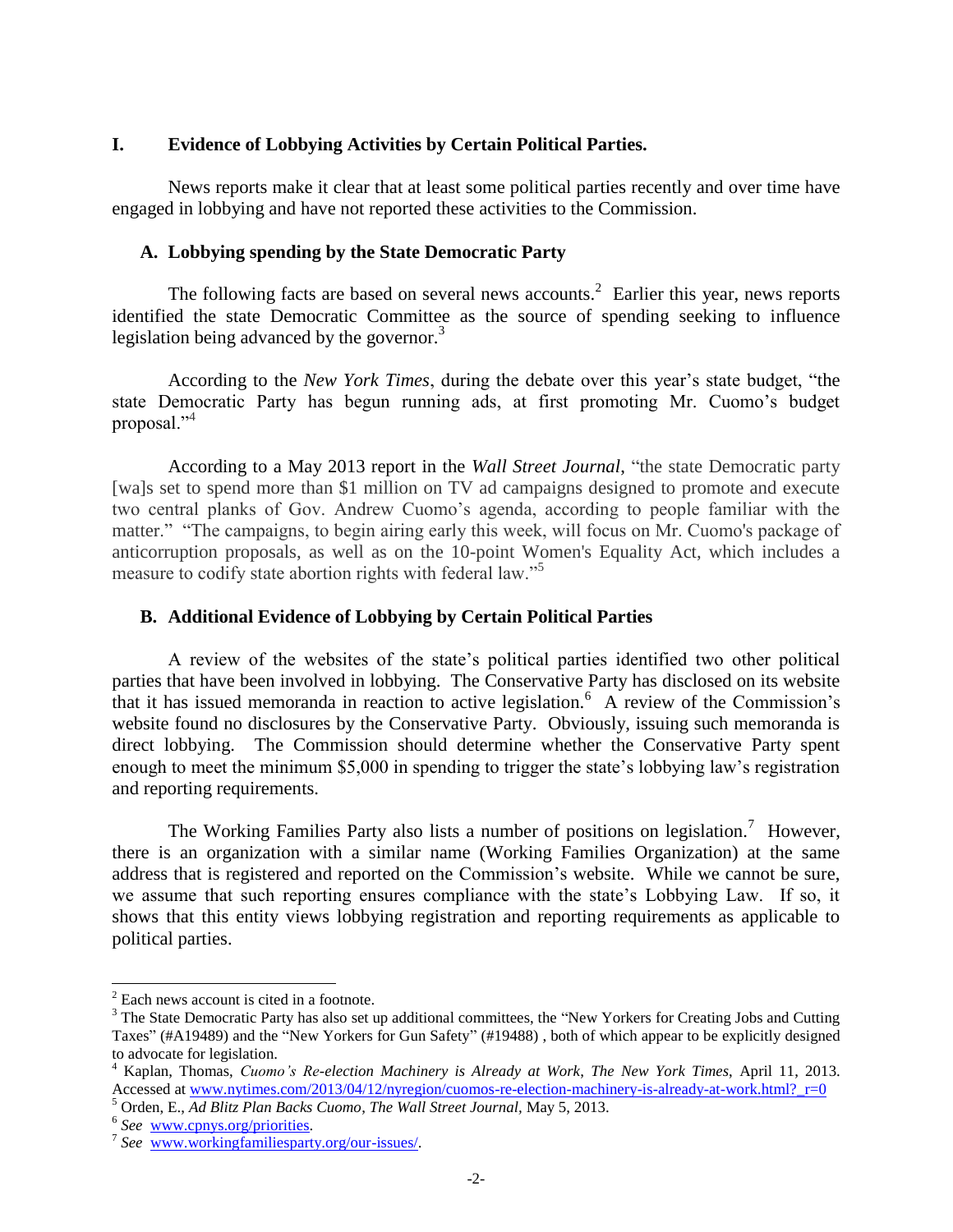## I. Evidence of Lobbying Activities by Certain Political Parties.

News reports make it clear that at least some political parties recently and over time have engaged in lobbying and have not reported these activities to the Commission.

### A. Lobbying spending by the State Democratic Party

The following facts are based on several news accounts.[2] Earlier this year, news reports identified the state Democratic Committee as the source of spending seeking to influence legislation being advanced by the governor.[3]

According to the *New York Times*, during the debate over this year's state budget, "the state Democratic Party has begun running ads, at first promoting Mr. Cuomo's budget proposal."[4]

According to a May 2013 report in the *Wall Street Journal*, "the state Democratic party [wa]s set to spend more than $1 million on TV ad campaigns designed to promote and execute two central planks of Gov. Andrew Cuomo's agenda, according to people familiar with the matter." "The campaigns, to begin airing early this week, will focus on Mr. Cuomo's package of anticorruption proposals, as well as on the 10-point Women's Equality Act, which includes a measure to codify state abortion rights with federal law."[5]

### B. Additional Evidence of Lobbying by Certain Political Parties

A review of the websites of the state's political parties identified two other political parties that have been involved in lobbying. The Conservative Party has disclosed on its website that it has issued memoranda in reaction to active legislation.[6] A review of the Commission's website found no disclosures by the Conservative Party. Obviously, issuing such memoranda is direct lobbying. The Commission should determine whether the Conservative Party spent enough to meet the minimum $5,000 in spending to trigger the state's lobbying law's registration and reporting requirements.

The Working Families Party also lists a number of positions on legislation.[7] However, there is an organization with a similar name (Working Families Organization) at the same address that is registered and reported on the Commission's website. While we cannot be sure, we assume that such reporting ensures compliance with the state's Lobbying Law. If so, it shows that this entity views lobbying registration and reporting requirements as applicable to political parties.

---

[2] Each news account is cited in a footnote.

[3] The State Democratic Party has also set up additional committees, the "New Yorkers for Creating Jobs and Cutting Taxes" (#A19489) and the "New Yorkers for Gun Safety" (#19488) , both of which appear to be explicitly designed to advocate for legislation.

[4] Kaplan, Thomas, *Cuomo's Re-election Machinery is Already at Work*, *The New York Times*, April 11, 2013. Accessed at www.nytimes.com/2013/04/12/nyregion/cuomos-re-election-machinery-is-already-at-work.html?_r=0

[5] Orden, E., *Ad Blitz Plan Backs Cuomo*, *The Wall Street Journal*, May 5, 2013.

[6] *See* www.cpnys.org/priorities.

[7] *See* www.workingfamiliesparty.org/our-issues/.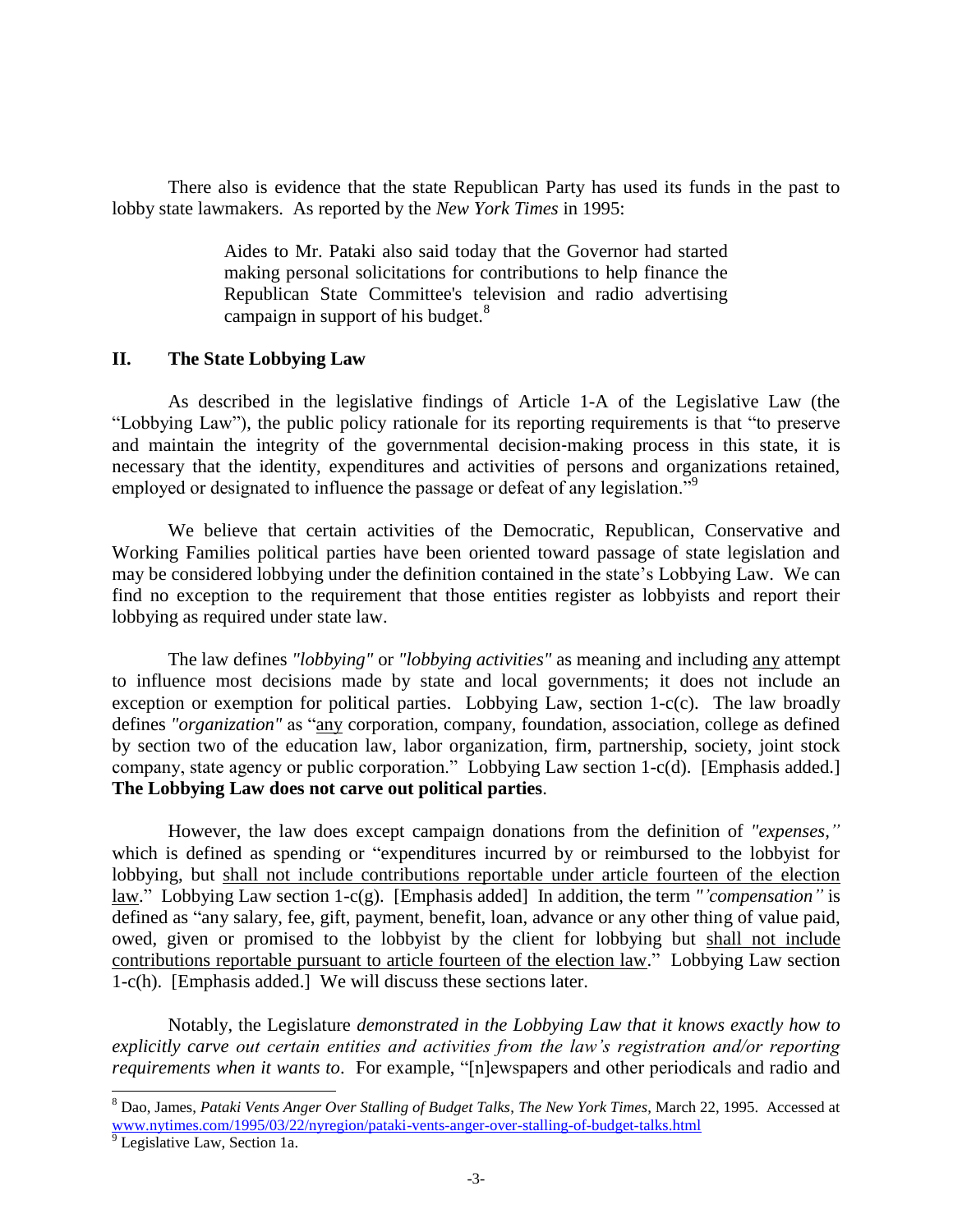There also is evidence that the state Republican Party has used its funds in the past to lobby state lawmakers. As reported by the *New York Times* in 1995:

> Aides to Mr. Pataki also said today that the Governor had started making personal solicitations for contributions to help finance the Republican State Committee's television and radio advertising campaign in support of his budget.[8]

## II. The State Lobbying Law

As described in the legislative findings of Article 1-A of the Legislative Law (the "Lobbying Law"), the public policy rationale for its reporting requirements is that "to preserve and maintain the integrity of the governmental decision-making process in this state, it is necessary that the identity, expenditures and activities of persons and organizations retained, employed or designated to influence the passage or defeat of any legislation."[9]

We believe that certain activities of the Democratic, Republican, Conservative and Working Families political parties have been oriented toward passage of state legislation and may be considered lobbying under the definition contained in the state's Lobbying Law. We can find no exception to the requirement that those entities register as lobbyists and report their lobbying as required under state law.

The law defines *"lobbying"* or *"lobbying activities"* as meaning and including <u>any</u> attempt to influence most decisions made by state and local governments; it does not include an exception or exemption for political parties. Lobbying Law, section 1-c(c). The law broadly defines *"organization"* as "<u>any</u> corporation, company, foundation, association, college as defined by section two of the education law, labor organization, firm, partnership, society, joint stock company, state agency or public corporation." Lobbying Law section 1-c(d). [Emphasis added.] **The Lobbying Law does not carve out political parties**.

However, the law does except campaign donations from the definition of *"expenses,"* which is defined as spending or "expenditures incurred by or reimbursed to the lobbyist for lobbying, but <u>shall not include contributions reportable under article fourteen of the election law</u>." Lobbying Law section 1-c(g). [Emphasis added] In addition, the term *"'compensation"* is defined as "any salary, fee, gift, payment, benefit, loan, advance or any other thing of value paid, owed, given or promised to the lobbyist by the client for lobbying but <u>shall not include contributions reportable pursuant to article fourteen of the election law</u>." Lobbying Law section 1-c(h). [Emphasis added.] We will discuss these sections later.

Notably, the Legislature *demonstrated in the Lobbying Law that it knows exactly how to explicitly carve out certain entities and activities from the law's registration and/or reporting requirements when it wants to*. For example, "[n]ewspapers and other periodicals and radio and

---

[8] Dao, James, *Pataki Vents Anger Over Stalling of Budget Talks*, *The New York Times*, March 22, 1995. Accessed at www.nytimes.com/1995/03/22/nyregion/pataki-vents-anger-over-stalling-of-budget-talks.html

[9] Legislative Law, Section 1a.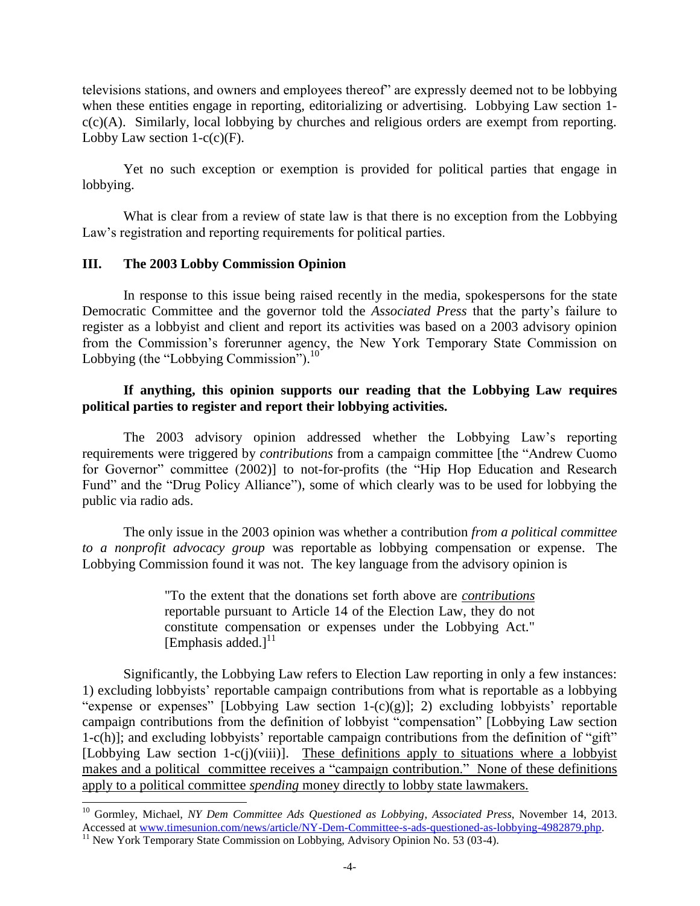televisions stations, and owners and employees thereof" are expressly deemed not to be lobbying when these entities engage in reporting, editorializing or advertising. Lobbying Law section 1-c(c)(A). Similarly, local lobbying by churches and religious orders are exempt from reporting. Lobby Law section 1-c(c)(F).

Yet no such exception or exemption is provided for political parties that engage in lobbying.

What is clear from a review of state law is that there is no exception from the Lobbying Law's registration and reporting requirements for political parties.

## III. The 2003 Lobby Commission Opinion

In response to this issue being raised recently in the media, spokespersons for the state Democratic Committee and the governor told the *Associated Press* that the party's failure to register as a lobbyist and client and report its activities was based on a 2003 advisory opinion from the Commission's forerunner agency, the New York Temporary State Commission on Lobbying (the "Lobbying Commission").[10]

**If anything, this opinion supports our reading that the Lobbying Law requires political parties to register and report their lobbying activities.**

The 2003 advisory opinion addressed whether the Lobbying Law's reporting requirements were triggered by *contributions* from a campaign committee [the "Andrew Cuomo for Governor" committee (2002)] to not-for-profits (the "Hip Hop Education and Research Fund" and the "Drug Policy Alliance"), some of which clearly was to be used for lobbying the public via radio ads.

The only issue in the 2003 opinion was whether a contribution *from a political committee to a nonprofit advocacy group* was reportable as lobbying compensation or expense. The Lobbying Commission found it was not. The key language from the advisory opinion is

> "To the extent that the donations set forth above are <u>*contributions*</u> reportable pursuant to Article 14 of the Election Law, they do not constitute compensation or expenses under the Lobbying Act." [Emphasis added.][11]

Significantly, the Lobbying Law refers to Election Law reporting in only a few instances: 1) excluding lobbyists' reportable campaign contributions from what is reportable as a lobbying "expense or expenses" [Lobbying Law section 1-(c)(g)]; 2) excluding lobbyists' reportable campaign contributions from the definition of lobbyist "compensation" [Lobbying Law section 1-c(h)]; and excluding lobbyists' reportable campaign contributions from the definition of "gift" [Lobbying Law section 1-c(j)(viii)]. <u>These definitions apply to situations where a lobbyist makes and a political committee receives a "campaign contribution." None of these definitions apply to a political committee *spending* money directly to lobby state lawmakers.</u>

---

[10] Gormley, Michael, *NY Dem Committee Ads Questioned as Lobbying*, *Associated Press*, November 14, 2013. Accessed at www.timesunion.com/news/article/NY-Dem-Committee-s-ads-questioned-as-lobbying-4982879.php.

[11] New York Temporary State Commission on Lobbying, Advisory Opinion No. 53 (03-4).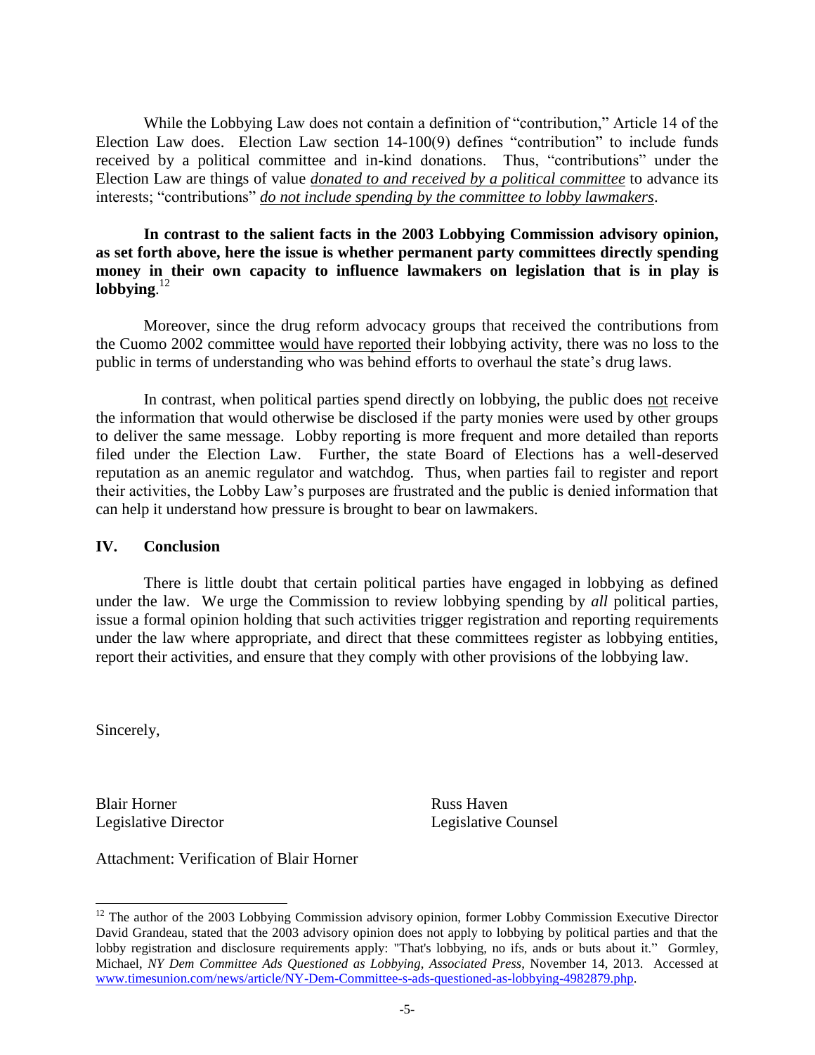While the Lobbying Law does not contain a definition of "contribution," Article 14 of the Election Law does. Election Law section 14-100(9) defines "contribution" to include funds received by a political committee and in-kind donations. Thus, "contributions" under the Election Law are things of value ***donated to and received by a political committee*** to advance its interests; "contributions" ***do not include spending by the committee to lobby lawmakers***.

**In contrast to the salient facts in the 2003 Lobbying Commission advisory opinion, as set forth above, here the issue is whether permanent party committees directly spending money in their own capacity to influence lawmakers on legislation that is in play is lobbying**.[12]

Moreover, since the drug reform advocacy groups that received the contributions from the Cuomo 2002 committee would have reported their lobbying activity, there was no loss to the public in terms of understanding who was behind efforts to overhaul the state's drug laws.

In contrast, when political parties spend directly on lobbying, the public does not receive the information that would otherwise be disclosed if the party monies were used by other groups to deliver the same message. Lobby reporting is more frequent and more detailed than reports filed under the Election Law. Further, the state Board of Elections has a well-deserved reputation as an anemic regulator and watchdog. Thus, when parties fail to register and report their activities, the Lobby Law's purposes are frustrated and the public is denied information that can help it understand how pressure is brought to bear on lawmakers.

## IV. Conclusion

There is little doubt that certain political parties have engaged in lobbying as defined under the law. We urge the Commission to review lobbying spending by *all* political parties, issue a formal opinion holding that such activities trigger registration and reporting requirements under the law where appropriate, and direct that these committees register as lobbying entities, report their activities, and ensure that they comply with other provisions of the lobbying law.

Sincerely,

Blair Horner
Legislative Director

Russ Haven
Legislative Counsel

Attachment: Verification of Blair Horner

---

[12] The author of the 2003 Lobbying Commission advisory opinion, former Lobby Commission Executive Director David Grandeau, stated that the 2003 advisory opinion does not apply to lobbying by political parties and that the lobby registration and disclosure requirements apply: "That's lobbying, no ifs, ands or buts about it." Gormley, Michael, *NY Dem Committee Ads Questioned as Lobbying*, *Associated Press*, November 14, 2013. Accessed at www.timesunion.com/news/article/NY-Dem-Committee-s-ads-questioned-as-lobbying-4982879.php.